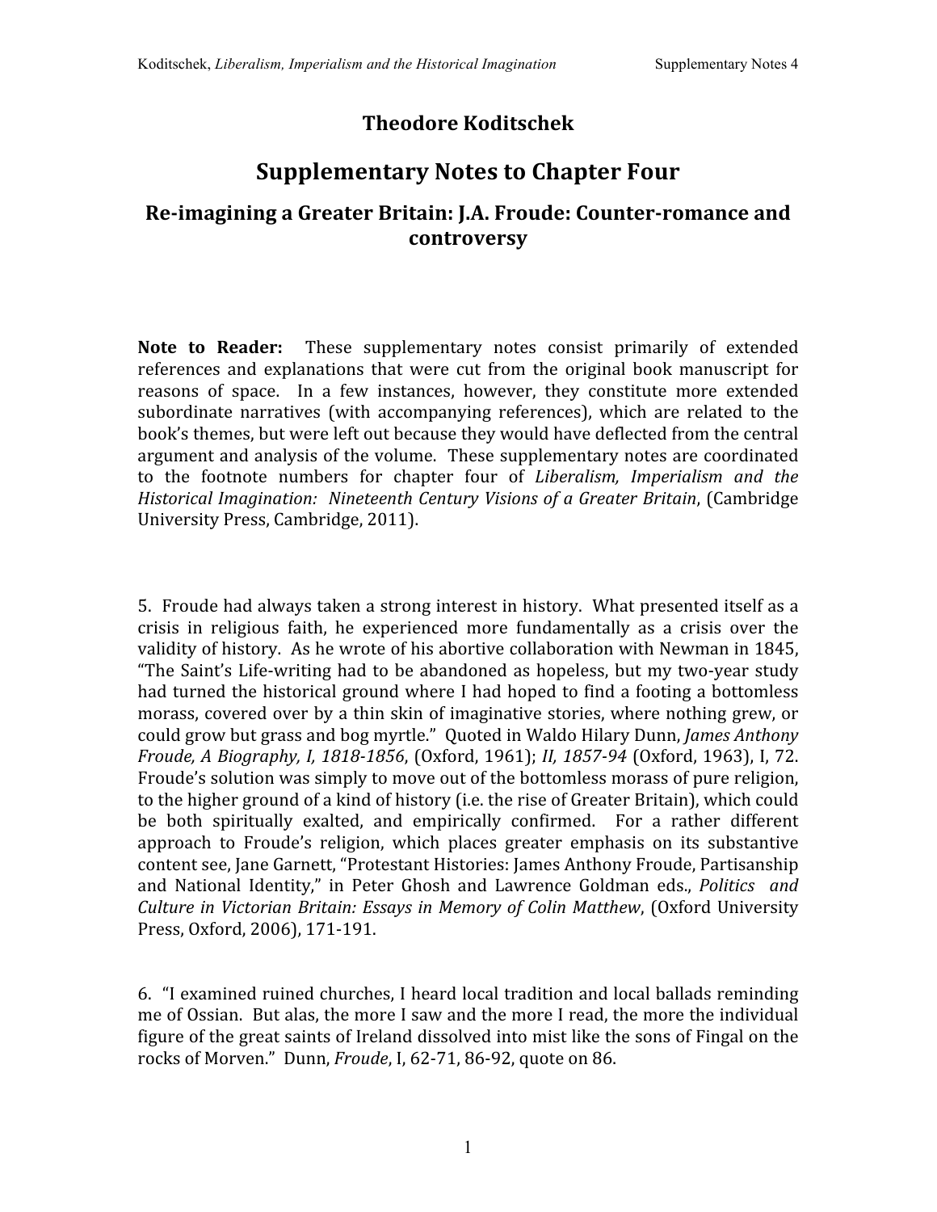# Theodore Koditschek

## Supplementary Notes to Chapter Four

### Re-imagining a Greater Britain: J.A. Froude: Counter-romance and controversy

**Note to Reader:** These supplementary notes consist primarily of extended references and explanations that were cut from the original book manuscript for reasons of space. In a few instances, however, they constitute more extended subordinate narratives (with accompanying references), which are related to the book's themes, but were left out because they would have deflected from the central argument and analysis of the volume. These supplementary notes are coordinated to the footnote numbers for chapter four of *Liberalism, Imperialism and the Historical Imagination: Nineteenth Century Visions of a Greater Britain*, (Cambridge University Press, Cambridge, 2011).

5. Froude had always taken a strong interest in history. What presented itself as a crisis in religious faith, he experienced more fundamentally as a crisis over the validity of history. As he wrote of his abortive collaboration with Newman in 1845, "The Saint's Life-writing had to be abandoned as hopeless, but my two-year study had turned the historical ground where I had hoped to find a footing a bottomless morass, covered over by a thin skin of imaginative stories, where nothing grew, or could grow but grass and bog myrtle." Quoted in Waldo Hilary Dunn, *James Anthony Froude, A Biography, I, 1818-1856*, (Oxford, 1961); *II, 1857-94* (Oxford, 1963), I, 72. Froude's solution was simply to move out of the bottomless morass of pure religion, to the higher ground of a kind of history (i.e. the rise of Greater Britain), which could be both spiritually exalted, and empirically confirmed. For a rather different approach to Froude's religion, which places greater emphasis on its substantive content see, Jane Garnett, "Protestant Histories: James Anthony Froude, Partisanship and National Identity," in Peter Ghosh and Lawrence Goldman eds., *Politics and Culture in Victorian Britain: Essays in Memory of Colin Matthew*, (Oxford University Press, Oxford, 2006), 171-191.

6. "I examined ruined churches, I heard local tradition and local ballads reminding me of Ossian. But alas, the more I saw and the more I read, the more the individual figure of the great saints of Ireland dissolved into mist like the sons of Fingal on the rocks of Morven." Dunn, *Froude*, I, 62-71, 86-92, quote on 86.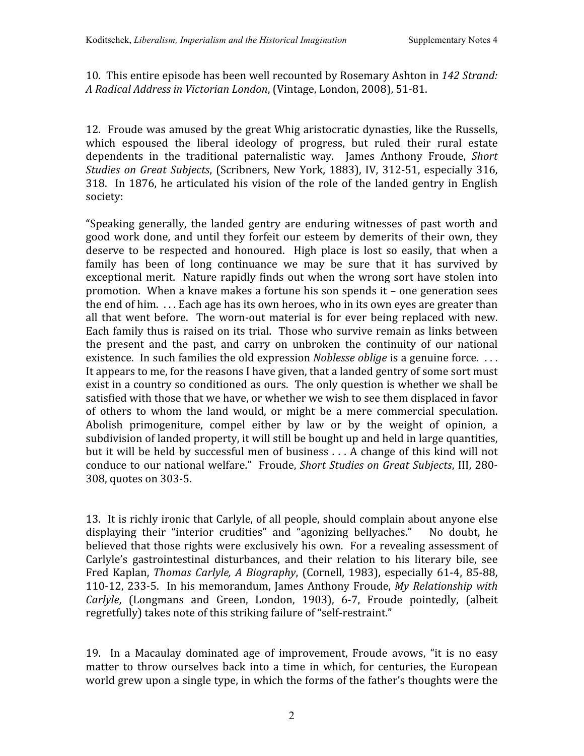10. This entire episode has been well recounted by Rosemary Ashton in *142 Strand: A Radical Address in Victorian London*, (Vintage, London, 2008), 51-81.

12. Froude was amused by the great Whig aristocratic dynasties, like the Russells, which espoused the liberal ideology of progress, but ruled their rural estate dependents in the traditional paternalistic way. James Anthony Froude, *Short Studies on Great Subjects*, (Scribners, New York, 1883), IV, 312-51, especially 316, 318. In 1876, he articulated his vision of the role of the landed gentry in English society:

"Speaking generally, the landed gentry are enduring witnesses of past worth and good work done, and until they forfeit our esteem by demerits of their own, they deserve to be respected and honoured. High place is lost so easily, that when a family has been of long continuance we may be sure that it has survived by exceptional merit. Nature rapidly finds out when the wrong sort have stolen into promotion. When a knave makes a fortune his son spends it – one generation sees the end of him. . . . Each age has its own heroes, who in its own eyes are greater than all that went before. The worn-out material is for ever being replaced with new. Each family thus is raised on its trial. Those who survive remain as links between the present and the past, and carry on unbroken the continuity of our national existence. In such families the old expression *Noblesse oblige* is a genuine force. . . . It appears to me, for the reasons I have given, that a landed gentry of some sort must exist in a country so conditioned as ours. The only question is whether we shall be satisfied with those that we have, or whether we wish to see them displaced in favor of others to whom the land would, or might be a mere commercial speculation. Abolish primogeniture, compel either by law or by the weight of opinion, a subdivision of landed property, it will still be bought up and held in large quantities, but it will be held by successful men of business . . . A change of this kind will not conduce to our national welfare." Froude, *Short Studies on Great Subjects*, III, 280-308, quotes on 303-5.

13. It is richly ironic that Carlyle, of all people, should complain about anyone else displaying their "interior crudities" and "agonizing bellyaches." No doubt, he believed that those rights were exclusively his own. For a revealing assessment of Carlyle's gastrointestinal disturbances, and their relation to his literary bile, see Fred Kaplan, *Thomas Carlyle, A Biography*, (Cornell, 1983), especially 61-4, 85-88, 110-12, 233-5. In his memorandum, James Anthony Froude, *My Relationship with Carlyle*, (Longmans and Green, London, 1903), 6-7, Froude pointedly, (albeit regretfully) takes note of this striking failure of "self-restraint."

19. In a Macaulay dominated age of improvement, Froude avows, "it is no easy matter to throw ourselves back into a time in which, for centuries, the European world grew upon a single type, in which the forms of the father's thoughts were the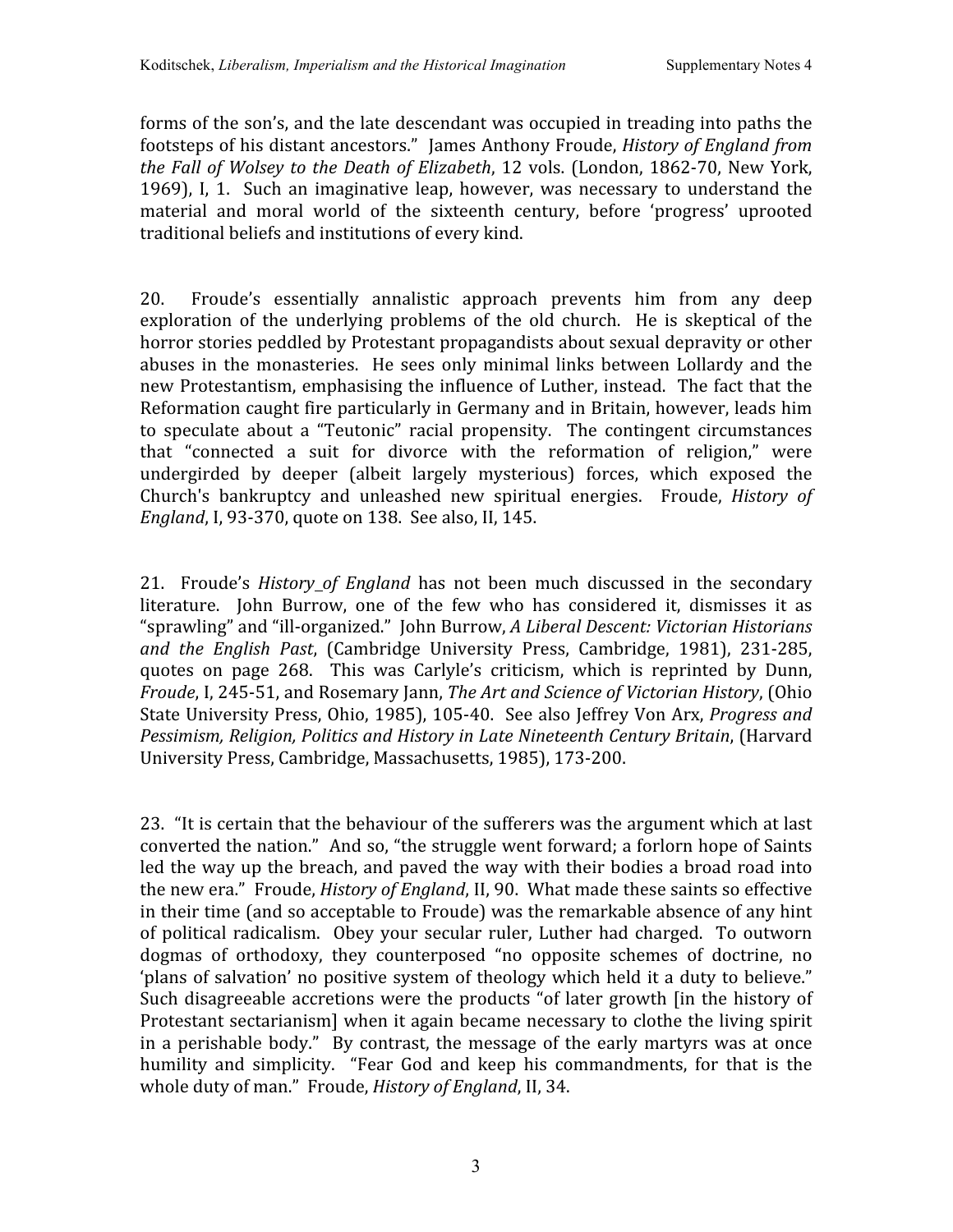forms of the son's, and the late descendant was occupied in treading into paths the footsteps of his distant ancestors." James Anthony Froude, *History of England from the Fall of Wolsey to the Death of Elizabeth*, 12 vols. (London, 1862-70, New York, 1969), I, 1. Such an imaginative leap, however, was necessary to understand the material and moral world of the sixteenth century, before 'progress' uprooted traditional beliefs and institutions of every kind.

20. Froude's essentially annalistic approach prevents him from any deep exploration of the underlying problems of the old church. He is skeptical of the horror stories peddled by Protestant propagandists about sexual depravity or other abuses in the monasteries. He sees only minimal links between Lollardy and the new Protestantism, emphasising the influence of Luther, instead. The fact that the Reformation caught fire particularly in Germany and in Britain, however, leads him to speculate about a "Teutonic" racial propensity. The contingent circumstances that "connected a suit for divorce with the reformation of religion," were undergirded by deeper (albeit largely mysterious) forces, which exposed the Church's bankruptcy and unleashed new spiritual energies. Froude, *History of England*, I, 93-370, quote on 138. See also, II, 145.

21. Froude's *History_of England* has not been much discussed in the secondary literature. John Burrow, one of the few who has considered it, dismisses it as "sprawling" and "ill-organized." John Burrow, *A Liberal Descent: Victorian Historians and the English Past*, (Cambridge University Press, Cambridge, 1981), 231-285, quotes on page 268. This was Carlyle's criticism, which is reprinted by Dunn, *Froude*, I, 245-51, and Rosemary Jann, *The Art and Science of Victorian History*, (Ohio State University Press, Ohio, 1985), 105-40. See also Jeffrey Von Arx, *Progress and Pessimism, Religion, Politics and History in Late Nineteenth Century Britain*, (Harvard University Press, Cambridge, Massachusetts, 1985), 173-200.

23. "It is certain that the behaviour of the sufferers was the argument which at last converted the nation." And so, "the struggle went forward; a forlorn hope of Saints led the way up the breach, and paved the way with their bodies a broad road into the new era." Froude, *History of England*, II, 90. What made these saints so effective in their time (and so acceptable to Froude) was the remarkable absence of any hint of political radicalism. Obey your secular ruler, Luther had charged. To outworn dogmas of orthodoxy, they counterposed "no opposite schemes of doctrine, no 'plans of salvation' no positive system of theology which held it a duty to believe." Such disagreeable accretions were the products "of later growth [in the history of Protestant sectarianism] when it again became necessary to clothe the living spirit in a perishable body." By contrast, the message of the early martyrs was at once humility and simplicity. "Fear God and keep his commandments, for that is the whole duty of man." Froude, *History of England*, II, 34.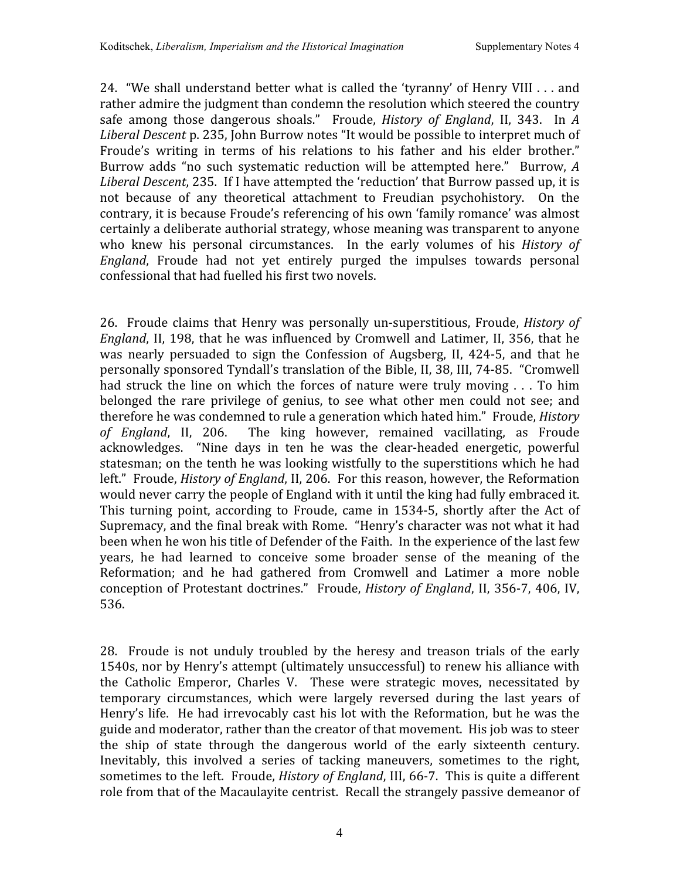24. "We shall understand better what is called the 'tyranny' of Henry VIII . . . and rather admire the judgment than condemn the resolution which steered the country safe among those dangerous shoals." Froude, *History of England*, II, 343. In *A Liberal Descent* p. 235, John Burrow notes "It would be possible to interpret much of Froude's writing in terms of his relations to his father and his elder brother." Burrow adds "no such systematic reduction will be attempted here." Burrow, *A Liberal Descent*, 235. If I have attempted the 'reduction' that Burrow passed up, it is not because of any theoretical attachment to Freudian psychohistory. On the contrary, it is because Froude's referencing of his own 'family romance' was almost certainly a deliberate authorial strategy, whose meaning was transparent to anyone who knew his personal circumstances. In the early volumes of his *History of England*, Froude had not yet entirely purged the impulses towards personal confessional that had fuelled his first two novels.

26. Froude claims that Henry was personally un-superstitious, Froude, *History of England*, II, 198, that he was influenced by Cromwell and Latimer, II, 356, that he was nearly persuaded to sign the Confession of Augsberg, II, 424-5, and that he personally sponsored Tyndall's translation of the Bible, II, 38, III, 74-85. "Cromwell had struck the line on which the forces of nature were truly moving . . . To him belonged the rare privilege of genius, to see what other men could not see; and therefore he was condemned to rule a generation which hated him." Froude, *History of England*, II, 206. The king however, remained vacillating, as Froude acknowledges. "Nine days in ten he was the clear-headed energetic, powerful statesman; on the tenth he was looking wistfully to the superstitions which he had left." Froude, *History of England*, II, 206. For this reason, however, the Reformation would never carry the people of England with it until the king had fully embraced it. This turning point, according to Froude, came in 1534-5, shortly after the Act of Supremacy, and the final break with Rome. "Henry's character was not what it had been when he won his title of Defender of the Faith. In the experience of the last few years, he had learned to conceive some broader sense of the meaning of the Reformation; and he had gathered from Cromwell and Latimer a more noble conception of Protestant doctrines." Froude, *History of England*, II, 356-7, 406, IV, 536.

28. Froude is not unduly troubled by the heresy and treason trials of the early 1540s, nor by Henry's attempt (ultimately unsuccessful) to renew his alliance with the Catholic Emperor, Charles V. These were strategic moves, necessitated by temporary circumstances, which were largely reversed during the last years of Henry's life. He had irrevocably cast his lot with the Reformation, but he was the guide and moderator, rather than the creator of that movement. His job was to steer the ship of state through the dangerous world of the early sixteenth century. Inevitably, this involved a series of tacking maneuvers, sometimes to the right, sometimes to the left. Froude, *History of England*, III, 66-7. This is quite a different role from that of the Macaulayite centrist. Recall the strangely passive demeanor of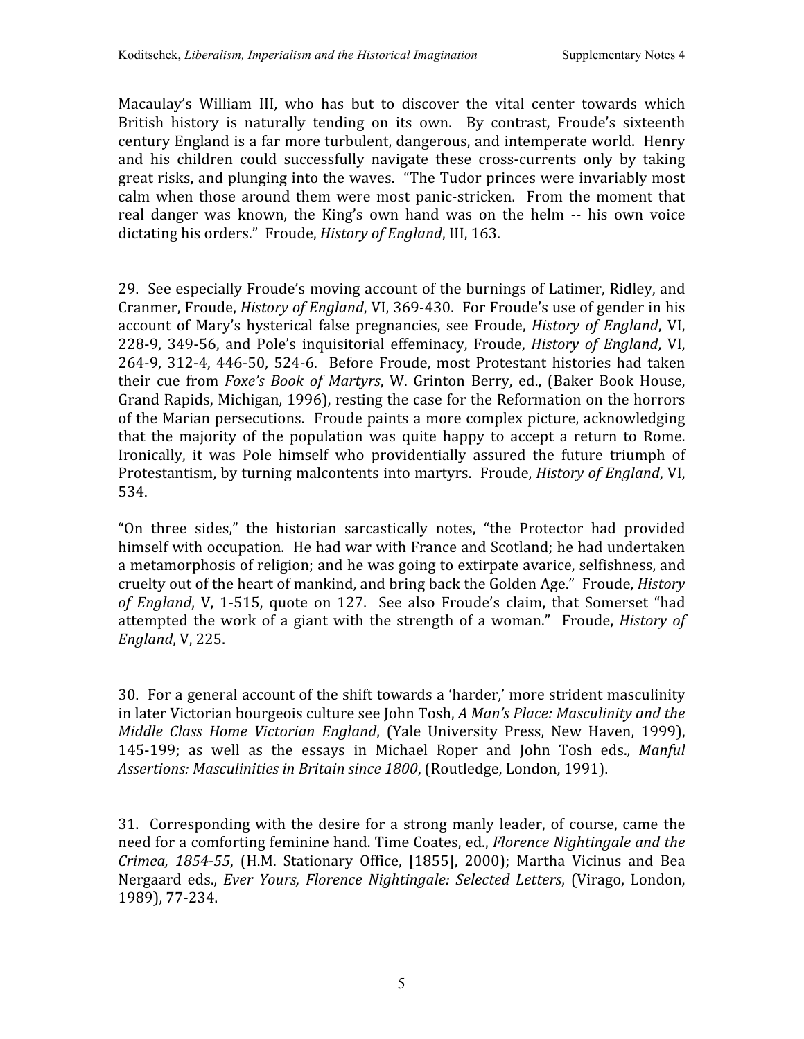Macaulay's William III, who has but to discover the vital center towards which British history is naturally tending on its own. By contrast, Froude's sixteenth century England is a far more turbulent, dangerous, and intemperate world. Henry and his children could successfully navigate these cross-currents only by taking great risks, and plunging into the waves. "The Tudor princes were invariably most calm when those around them were most panic-stricken. From the moment that real danger was known, the King's own hand was on the helm -- his own voice dictating his orders." Froude, *History of England*, III, 163.

29. See especially Froude's moving account of the burnings of Latimer, Ridley, and Cranmer, Froude, *History of England*, VI, 369-430. For Froude's use of gender in his account of Mary's hysterical false pregnancies, see Froude, *History of England*, VI, 228-9, 349-56, and Pole's inquisitorial effeminacy, Froude, *History of England*, VI, 264-9, 312-4, 446-50, 524-6. Before Froude, most Protestant histories had taken their cue from *Foxe's Book of Martyrs*, W. Grinton Berry, ed., (Baker Book House, Grand Rapids, Michigan, 1996), resting the case for the Reformation on the horrors of the Marian persecutions. Froude paints a more complex picture, acknowledging that the majority of the population was quite happy to accept a return to Rome. Ironically, it was Pole himself who providentially assured the future triumph of Protestantism, by turning malcontents into martyrs. Froude, *History of England*, VI, 534.

"On three sides," the historian sarcastically notes, "the Protector had provided himself with occupation. He had war with France and Scotland; he had undertaken a metamorphosis of religion; and he was going to extirpate avarice, selfishness, and cruelty out of the heart of mankind, and bring back the Golden Age." Froude, *History of England*, V, 1-515, quote on 127. See also Froude's claim, that Somerset "had attempted the work of a giant with the strength of a woman." Froude, *History of England*, V, 225.

30. For a general account of the shift towards a 'harder,' more strident masculinity in later Victorian bourgeois culture see John Tosh, *A Man's Place: Masculinity and the Middle Class Home Victorian England*, (Yale University Press, New Haven, 1999), 145-199; as well as the essays in Michael Roper and John Tosh eds., *Manful Assertions: Masculinities in Britain since 1800*, (Routledge, London, 1991).

31. Corresponding with the desire for a strong manly leader, of course, came the need for a comforting feminine hand. Time Coates, ed., *Florence Nightingale and the Crimea, 1854-55*, (H.M. Stationary Office, [1855], 2000); Martha Vicinus and Bea Nergaard eds., *Ever Yours, Florence Nightingale: Selected Letters*, (Virago, London, 1989), 77-234.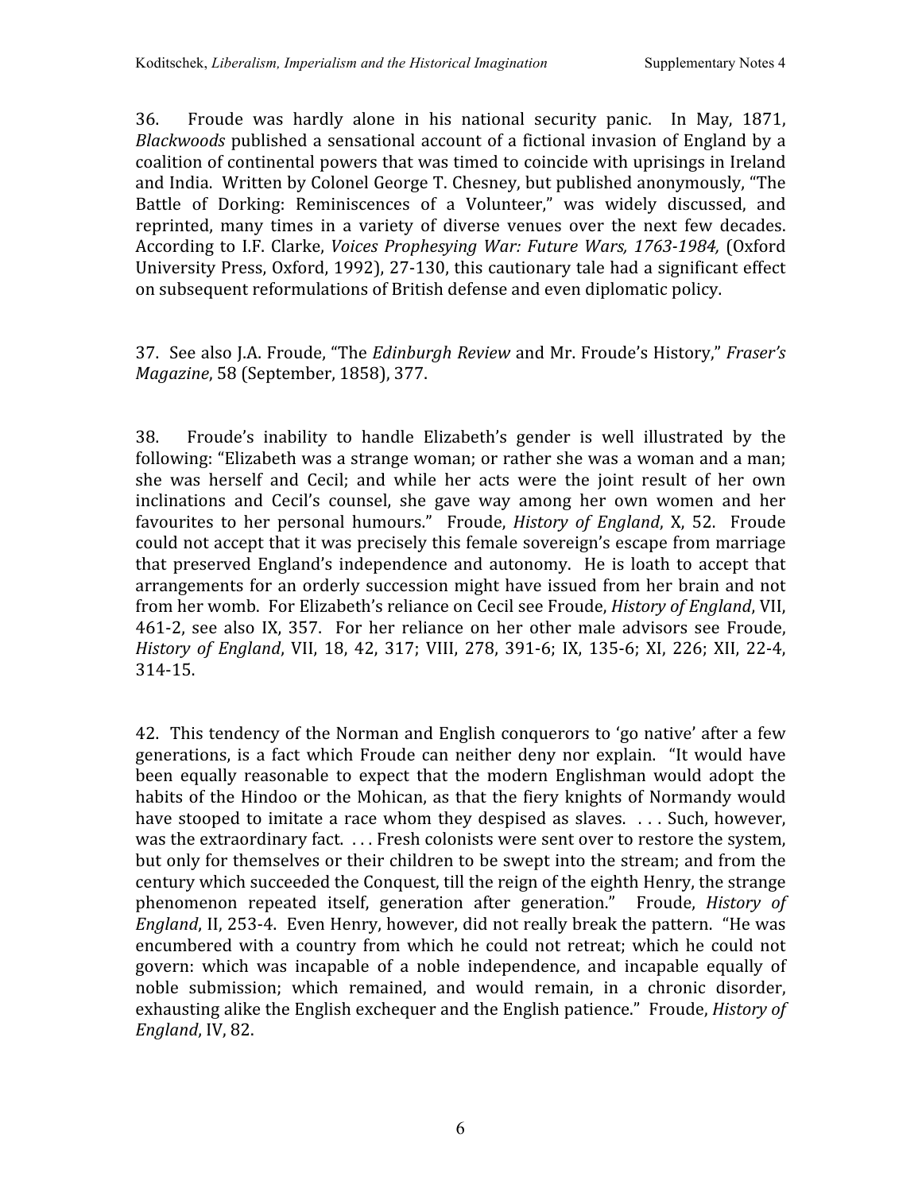36. Froude was hardly alone in his national security panic. In May, 1871, *Blackwoods* published a sensational account of a fictional invasion of England by a coalition of continental powers that was timed to coincide with uprisings in Ireland and India. Written by Colonel George T. Chesney, but published anonymously, "The Battle of Dorking: Reminiscences of a Volunteer," was widely discussed, and reprinted, many times in a variety of diverse venues over the next few decades. According to I.F. Clarke, *Voices Prophesying War: Future Wars, 1763-1984,* (Oxford University Press, Oxford, 1992), 27-130, this cautionary tale had a significant effect on subsequent reformulations of British defense and even diplomatic policy.

37. See also J.A. Froude, "The *Edinburgh Review* and Mr. Froude's History," *Fraser's Magazine*, 58 (September, 1858), 377.

38. Froude's inability to handle Elizabeth's gender is well illustrated by the following: "Elizabeth was a strange woman; or rather she was a woman and a man; she was herself and Cecil; and while her acts were the joint result of her own inclinations and Cecil's counsel, she gave way among her own women and her favourites to her personal humours." Froude, *History of England*, X, 52. Froude could not accept that it was precisely this female sovereign's escape from marriage that preserved England's independence and autonomy. He is loath to accept that arrangements for an orderly succession might have issued from her brain and not from her womb. For Elizabeth's reliance on Cecil see Froude, *History of England*, VII, 461-2, see also IX, 357. For her reliance on her other male advisors see Froude, *History of England*, VII, 18, 42, 317; VIII, 278, 391-6; IX, 135-6; XI, 226; XII, 22-4, 314-15.

42. This tendency of the Norman and English conquerors to 'go native' after a few generations, is a fact which Froude can neither deny nor explain. "It would have been equally reasonable to expect that the modern Englishman would adopt the habits of the Hindoo or the Mohican, as that the fiery knights of Normandy would have stooped to imitate a race whom they despised as slaves. . . . Such, however, was the extraordinary fact. . . . Fresh colonists were sent over to restore the system, but only for themselves or their children to be swept into the stream; and from the century which succeeded the Conquest, till the reign of the eighth Henry, the strange phenomenon repeated itself, generation after generation." Froude, *History of England*, II, 253-4. Even Henry, however, did not really break the pattern. "He was encumbered with a country from which he could not retreat; which he could not govern: which was incapable of a noble independence, and incapable equally of noble submission; which remained, and would remain, in a chronic disorder, exhausting alike the English exchequer and the English patience." Froude, *History of England*, IV, 82.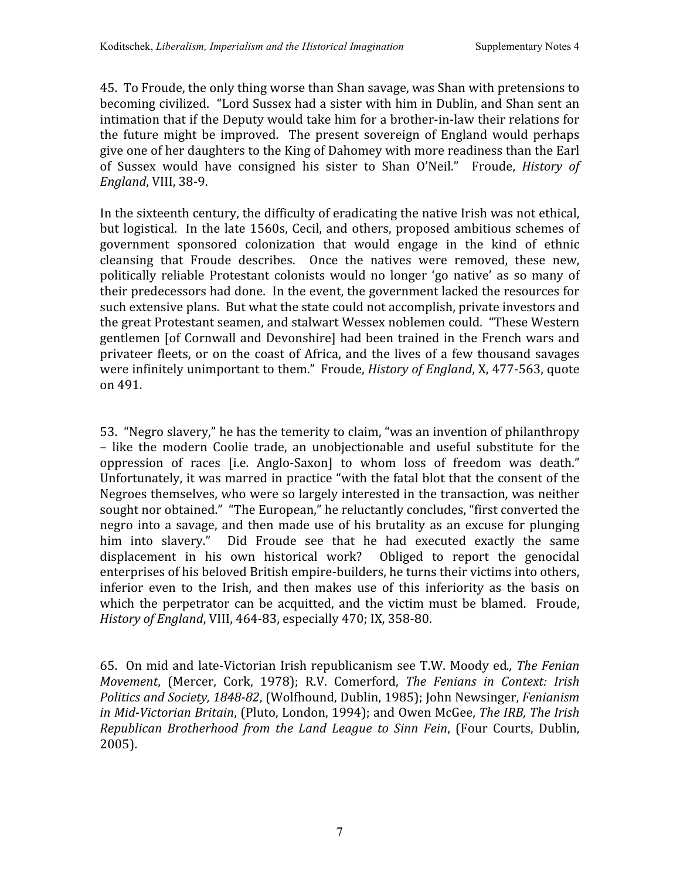45. To Froude, the only thing worse than Shan savage, was Shan with pretensions to becoming civilized. "Lord Sussex had a sister with him in Dublin, and Shan sent an intimation that if the Deputy would take him for a brother-in-law their relations for the future might be improved. The present sovereign of England would perhaps give one of her daughters to the King of Dahomey with more readiness than the Earl of Sussex would have consigned his sister to Shan O'Neil." Froude, *History of England*, VIII, 38-9.

In the sixteenth century, the difficulty of eradicating the native Irish was not ethical, but logistical. In the late 1560s, Cecil, and others, proposed ambitious schemes of government sponsored colonization that would engage in the kind of ethnic cleansing that Froude describes. Once the natives were removed, these new, politically reliable Protestant colonists would no longer 'go native' as so many of their predecessors had done. In the event, the government lacked the resources for such extensive plans. But what the state could not accomplish, private investors and the great Protestant seamen, and stalwart Wessex noblemen could. "These Western gentlemen [of Cornwall and Devonshire] had been trained in the French wars and privateer fleets, or on the coast of Africa, and the lives of a few thousand savages were infinitely unimportant to them." Froude, *History of England*, X, 477-563, quote on 491.

53. "Negro slavery," he has the temerity to claim, "was an invention of philanthropy – like the modern Coolie trade, an unobjectionable and useful substitute for the oppression of races [i.e. Anglo-Saxon] to whom loss of freedom was death." Unfortunately, it was marred in practice "with the fatal blot that the consent of the Negroes themselves, who were so largely interested in the transaction, was neither sought nor obtained." "The European," he reluctantly concludes, "first converted the negro into a savage, and then made use of his brutality as an excuse for plunging him into slavery." Did Froude see that he had executed exactly the same displacement in his own historical work? Obliged to report the genocidal enterprises of his beloved British empire-builders, he turns their victims into others, inferior even to the Irish, and then makes use of this inferiority as the basis on which the perpetrator can be acquitted, and the victim must be blamed. Froude, *History of England*, VIII, 464-83, especially 470; IX, 358-80.

65. On mid and late-Victorian Irish republicanism see T.W. Moody ed*., The Fenian Movement*, (Mercer, Cork, 1978); R.V. Comerford, *The Fenians in Context: Irish Politics and Society, 1848-82*, (Wolfhound, Dublin, 1985); John Newsinger, *Fenianism in Mid-Victorian Britain*, (Pluto, London, 1994); and Owen McGee, *The IRB, The Irish Republican Brotherhood from the Land League to Sinn Fein*, (Four Courts, Dublin, 2005).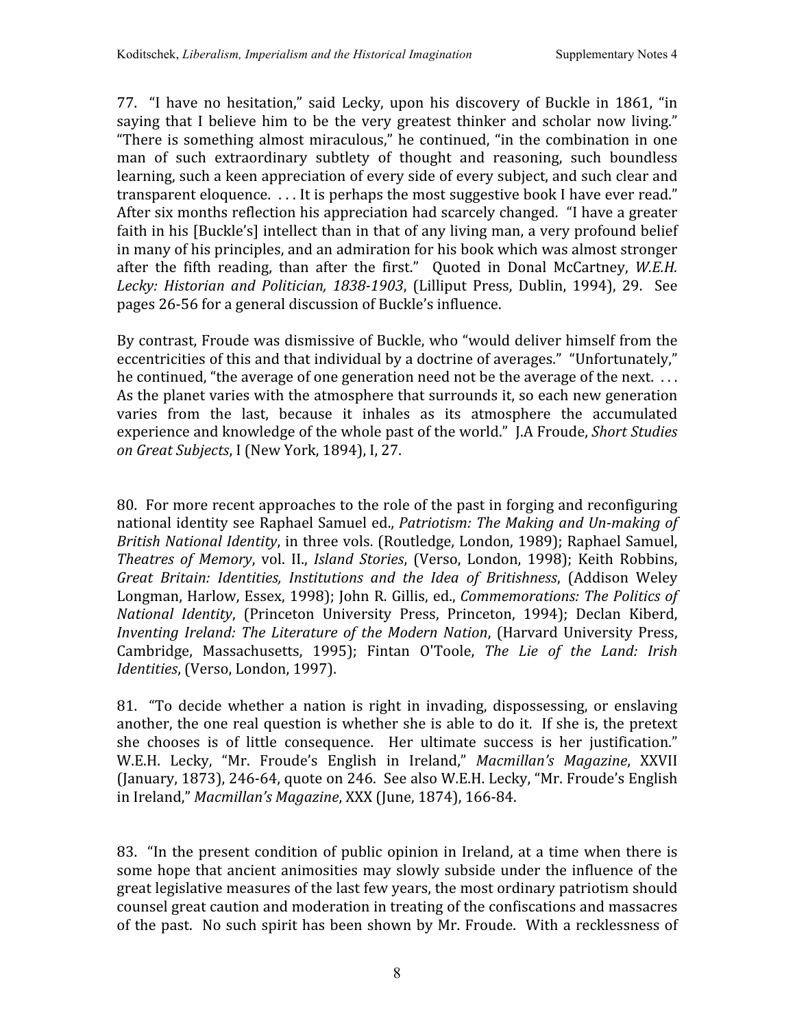77. "I have no hesitation," said Lecky, upon his discovery of Buckle in 1861, "in saying that I believe him to be the very greatest thinker and scholar now living." "There is something almost miraculous," he continued, "in the combination in one man of such extraordinary subtlety of thought and reasoning, such boundless learning, such a keen appreciation of every side of every subject, and such clear and transparent eloquence. . . . It is perhaps the most suggestive book I have ever read." After six months reflection his appreciation had scarcely changed. "I have a greater faith in his [Buckle's] intellect than in that of any living man, a very profound belief in many of his principles, and an admiration for his book which was almost stronger after the fifth reading, than after the first." Quoted in Donal McCartney, *W.E.H. Lecky: Historian and Politician, 1838-1903*, (Lilliput Press, Dublin, 1994), 29. See pages 26-56 for a general discussion of Buckle's influence.

By contrast, Froude was dismissive of Buckle, who "would deliver himself from the eccentricities of this and that individual by a doctrine of averages." "Unfortunately," he continued, "the average of one generation need not be the average of the next. . . . As the planet varies with the atmosphere that surrounds it, so each new generation varies from the last, because it inhales as its atmosphere the accumulated experience and knowledge of the whole past of the world." J.A Froude, *Short Studies on Great Subjects*, I (New York, 1894), I, 27.

80. For more recent approaches to the role of the past in forging and reconfiguring national identity see Raphael Samuel ed., *Patriotism: The Making and Un-making of British National Identity*, in three vols. (Routledge, London, 1989); Raphael Samuel, *Theatres of Memory*, vol. II., *Island Stories*, (Verso, London, 1998); Keith Robbins, *Great Britain: Identities, Institutions and the Idea of Britishness*, (Addison Weley Longman, Harlow, Essex, 1998); John R. Gillis, ed., *Commemorations: The Politics of National Identity*, (Princeton University Press, Princeton, 1994); Declan Kiberd, *Inventing Ireland: The Literature of the Modern Nation*, (Harvard University Press, Cambridge, Massachusetts, 1995); Fintan O'Toole, *The Lie of the Land: Irish Identities*, (Verso, London, 1997).

81. "To decide whether a nation is right in invading, dispossessing, or enslaving another, the one real question is whether she is able to do it. If she is, the pretext she chooses is of little consequence. Her ultimate success is her justification." W.E.H. Lecky, "Mr. Froude's English in Ireland," *Macmillan's Magazine*, XXVII (January, 1873), 246-64, quote on 246. See also W.E.H. Lecky, "Mr. Froude's English in Ireland," *Macmillan's Magazine*, XXX (June, 1874), 166-84.

83. "In the present condition of public opinion in Ireland, at a time when there is some hope that ancient animosities may slowly subside under the influence of the great legislative measures of the last few years, the most ordinary patriotism should counsel great caution and moderation in treating of the confiscations and massacres of the past. No such spirit has been shown by Mr. Froude. With a recklessness of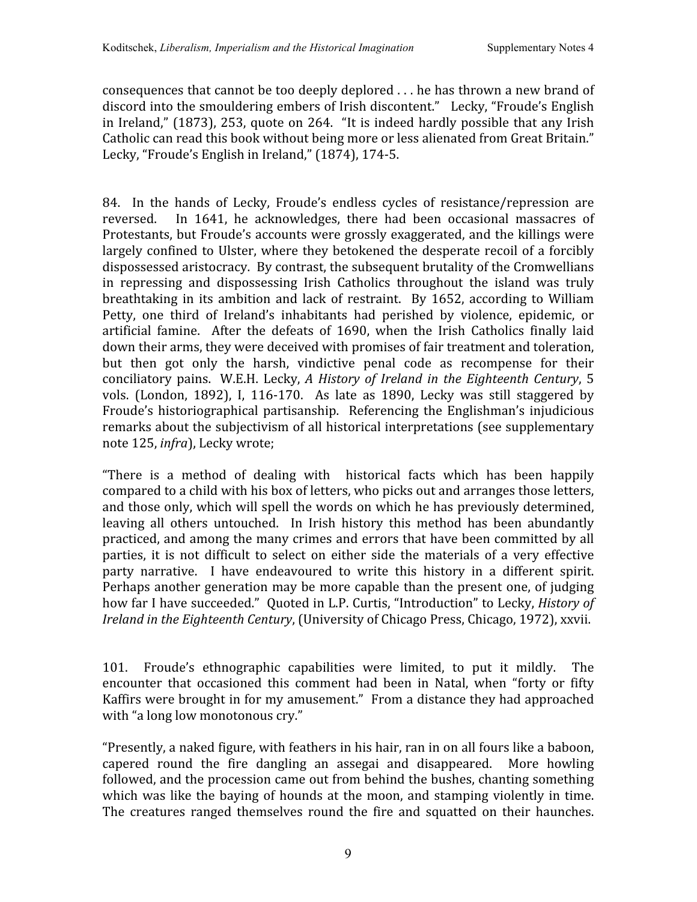consequences that cannot be too deeply deplored . . . he has thrown a new brand of discord into the smouldering embers of Irish discontent." Lecky, "Froude's English in Ireland," (1873), 253, quote on 264. "It is indeed hardly possible that any Irish Catholic can read this book without being more or less alienated from Great Britain." Lecky, "Froude's English in Ireland," (1874), 174-5.

84. In the hands of Lecky, Froude's endless cycles of resistance/repression are reversed. In 1641, he acknowledges, there had been occasional massacres of Protestants, but Froude's accounts were grossly exaggerated, and the killings were largely confined to Ulster, where they betokened the desperate recoil of a forcibly dispossessed aristocracy. By contrast, the subsequent brutality of the Cromwellians in repressing and dispossessing Irish Catholics throughout the island was truly breathtaking in its ambition and lack of restraint. By 1652, according to William Petty, one third of Ireland's inhabitants had perished by violence, epidemic, or artificial famine. After the defeats of 1690, when the Irish Catholics finally laid down their arms, they were deceived with promises of fair treatment and toleration, but then got only the harsh, vindictive penal code as recompense for their conciliatory pains. W.E.H. Lecky, *A History of Ireland in the Eighteenth Century*, 5 vols. (London, 1892), I, 116-170. As late as 1890, Lecky was still staggered by Froude's historiographical partisanship. Referencing the Englishman's injudicious remarks about the subjectivism of all historical interpretations (see supplementary note 125, *infra*), Lecky wrote;

"There is a method of dealing with historical facts which has been happily compared to a child with his box of letters, who picks out and arranges those letters, and those only, which will spell the words on which he has previously determined, leaving all others untouched. In Irish history this method has been abundantly practiced, and among the many crimes and errors that have been committed by all parties, it is not difficult to select on either side the materials of a very effective party narrative. I have endeavoured to write this history in a different spirit. Perhaps another generation may be more capable than the present one, of judging how far I have succeeded." Quoted in L.P. Curtis, "Introduction" to Lecky, *History of Ireland in the Eighteenth Century*, (University of Chicago Press, Chicago, 1972), xxvii.

101. Froude's ethnographic capabilities were limited, to put it mildly. The encounter that occasioned this comment had been in Natal, when "forty or fifty Kaffirs were brought in for my amusement." From a distance they had approached with "a long low monotonous cry."

"Presently, a naked figure, with feathers in his hair, ran in on all fours like a baboon, capered round the fire dangling an assegai and disappeared. More howling followed, and the procession came out from behind the bushes, chanting something which was like the baying of hounds at the moon, and stamping violently in time. The creatures ranged themselves round the fire and squatted on their haunches.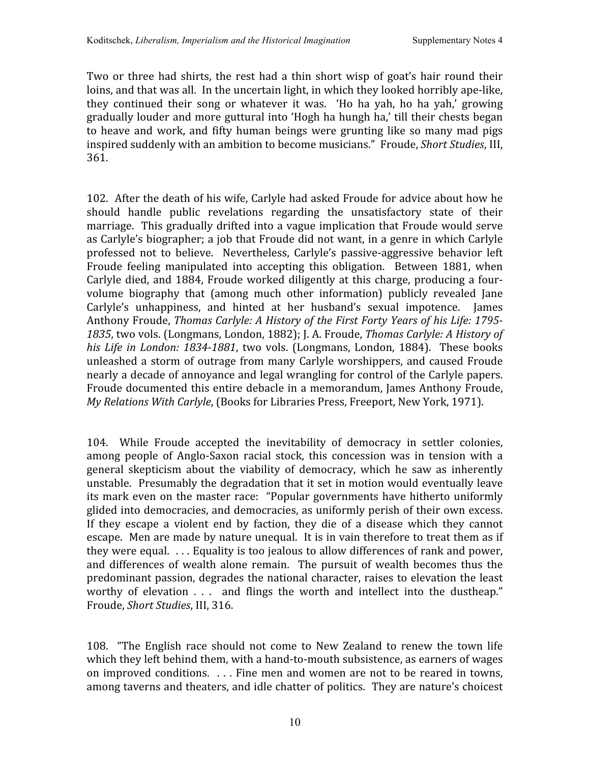Two or three had shirts, the rest had a thin short wisp of goat's hair round their loins, and that was all. In the uncertain light, in which they looked horribly ape-like, they continued their song or whatever it was. 'Ho ha yah, ho ha yah,' growing gradually louder and more guttural into 'Hogh ha hungh ha,' till their chests began to heave and work, and fifty human beings were grunting like so many mad pigs inspired suddenly with an ambition to become musicians." Froude, *Short Studies*, III, 361.

102. After the death of his wife, Carlyle had asked Froude for advice about how he should handle public revelations regarding the unsatisfactory state of their marriage. This gradually drifted into a vague implication that Froude would serve as Carlyle's biographer; a job that Froude did not want, in a genre in which Carlyle professed not to believe. Nevertheless, Carlyle's passive-aggressive behavior left Froude feeling manipulated into accepting this obligation. Between 1881, when Carlyle died, and 1884, Froude worked diligently at this charge, producing a four-volume biography that (among much other information) publicly revealed Jane Carlyle's unhappiness, and hinted at her husband's sexual impotence. James Anthony Froude, *Thomas Carlyle: A History of the First Forty Years of his Life: 1795-1835*, two vols. (Longmans, London, 1882); J. A. Froude, *Thomas Carlyle: A History of his Life in London: 1834-1881*, two vols. (Longmans, London, 1884). These books unleashed a storm of outrage from many Carlyle worshippers, and caused Froude nearly a decade of annoyance and legal wrangling for control of the Carlyle papers. Froude documented this entire debacle in a memorandum, James Anthony Froude, *My Relations With Carlyle*, (Books for Libraries Press, Freeport, New York, 1971).

104. While Froude accepted the inevitability of democracy in settler colonies, among people of Anglo-Saxon racial stock, this concession was in tension with a general skepticism about the viability of democracy, which he saw as inherently unstable. Presumably the degradation that it set in motion would eventually leave its mark even on the master race: "Popular governments have hitherto uniformly glided into democracies, and democracies, as uniformly perish of their own excess. If they escape a violent end by faction, they die of a disease which they cannot escape. Men are made by nature unequal. It is in vain therefore to treat them as if they were equal. . . . Equality is too jealous to allow differences of rank and power, and differences of wealth alone remain. The pursuit of wealth becomes thus the predominant passion, degrades the national character, raises to elevation the least worthy of elevation . . . and flings the worth and intellect into the dustheap." Froude, *Short Studies*, III, 316.

108. "The English race should not come to New Zealand to renew the town life which they left behind them, with a hand-to-mouth subsistence, as earners of wages on improved conditions. . . . Fine men and women are not to be reared in towns, among taverns and theaters, and idle chatter of politics. They are nature's choicest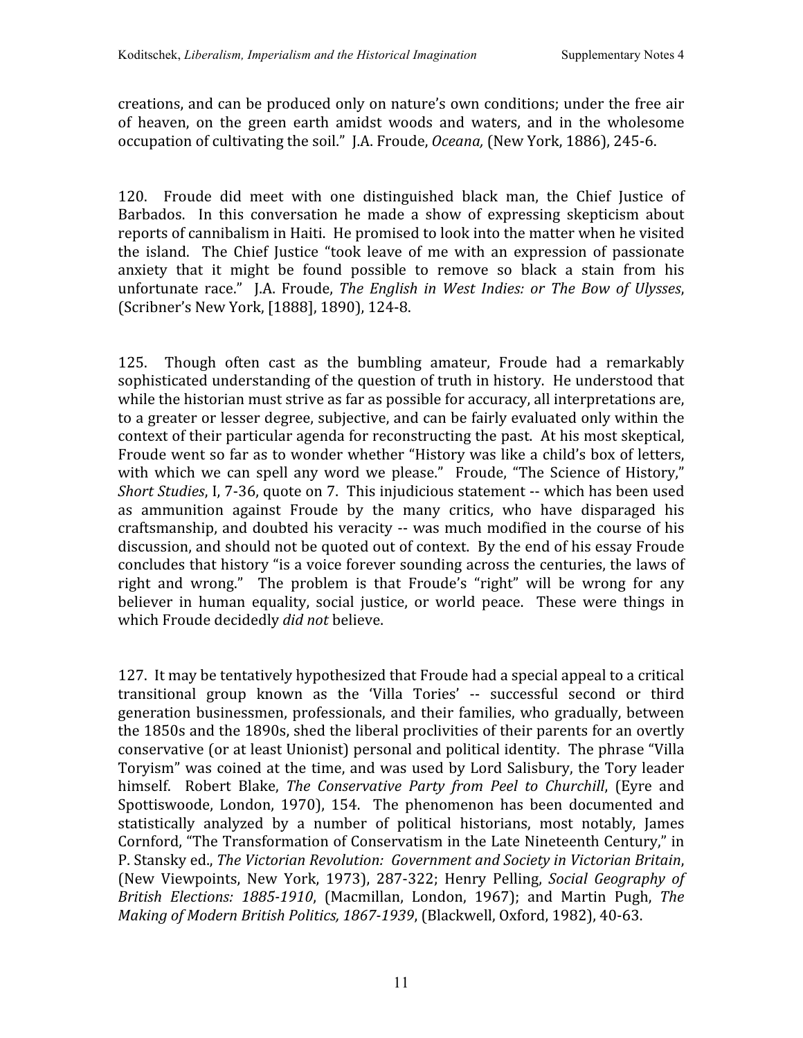creations, and can be produced only on nature's own conditions; under the free air of heaven, on the green earth amidst woods and waters, and in the wholesome occupation of cultivating the soil." J.A. Froude, *Oceana,* (New York, 1886), 245-6.

120. Froude did meet with one distinguished black man, the Chief Justice of Barbados. In this conversation he made a show of expressing skepticism about reports of cannibalism in Haiti. He promised to look into the matter when he visited the island. The Chief Justice "took leave of me with an expression of passionate anxiety that it might be found possible to remove so black a stain from his unfortunate race." J.A. Froude, *The English in West Indies: or The Bow of Ulysses*, (Scribner's New York, [1888], 1890), 124-8.

125. Though often cast as the bumbling amateur, Froude had a remarkably sophisticated understanding of the question of truth in history. He understood that while the historian must strive as far as possible for accuracy, all interpretations are, to a greater or lesser degree, subjective, and can be fairly evaluated only within the context of their particular agenda for reconstructing the past. At his most skeptical, Froude went so far as to wonder whether "History was like a child's box of letters, with which we can spell any word we please." Froude, "The Science of History," *Short Studies*, I, 7-36, quote on 7. This injudicious statement -- which has been used as ammunition against Froude by the many critics, who have disparaged his craftsmanship, and doubted his veracity -- was much modified in the course of his discussion, and should not be quoted out of context. By the end of his essay Froude concludes that history "is a voice forever sounding across the centuries, the laws of right and wrong." The problem is that Froude's "right" will be wrong for any believer in human equality, social justice, or world peace. These were things in which Froude decidedly *did not* believe.

127. It may be tentatively hypothesized that Froude had a special appeal to a critical transitional group known as the 'Villa Tories' -- successful second or third generation businessmen, professionals, and their families, who gradually, between the 1850s and the 1890s, shed the liberal proclivities of their parents for an overtly conservative (or at least Unionist) personal and political identity. The phrase "Villa Toryism" was coined at the time, and was used by Lord Salisbury, the Tory leader himself. Robert Blake, *The Conservative Party from Peel to Churchill*, (Eyre and Spottiswoode, London, 1970), 154. The phenomenon has been documented and statistically analyzed by a number of political historians, most notably, James Cornford, "The Transformation of Conservatism in the Late Nineteenth Century," in P. Stansky ed., *The Victorian Revolution: Government and Society in Victorian Britain*, (New Viewpoints, New York, 1973), 287-322; Henry Pelling, *Social Geography of British Elections: 1885-1910*, (Macmillan, London, 1967); and Martin Pugh, *The Making of Modern British Politics, 1867-1939*, (Blackwell, Oxford, 1982), 40-63.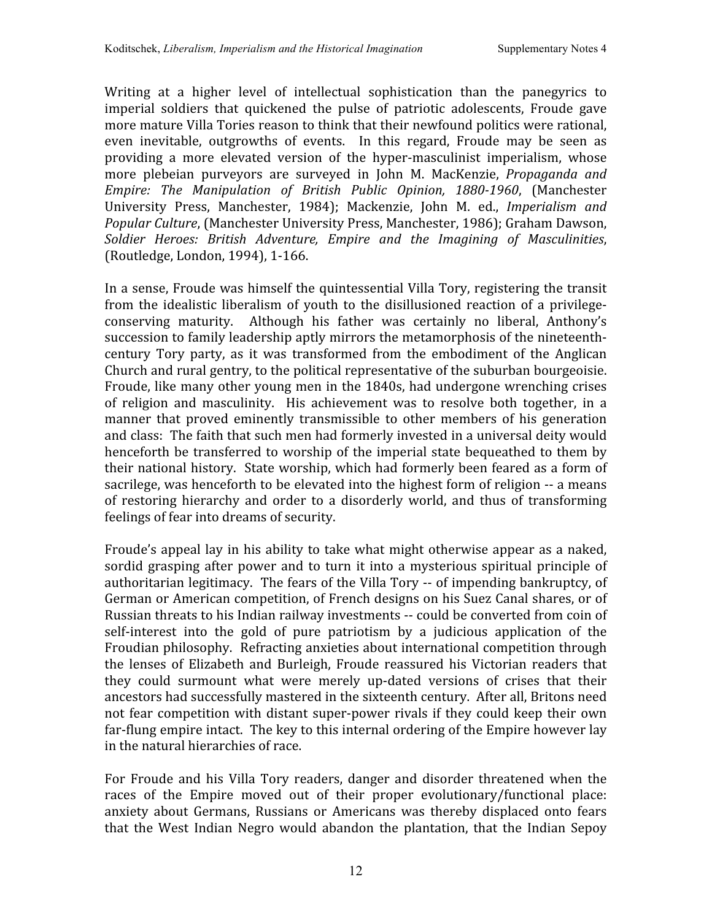Writing at a higher level of intellectual sophistication than the panegyrics to imperial soldiers that quickened the pulse of patriotic adolescents, Froude gave more mature Villa Tories reason to think that their newfound politics were rational, even inevitable, outgrowths of events. In this regard, Froude may be seen as providing a more elevated version of the hyper-masculinist imperialism, whose more plebeian purveyors are surveyed in John M. MacKenzie, *Propaganda and Empire: The Manipulation of British Public Opinion, 1880-1960*, (Manchester University Press, Manchester, 1984); Mackenzie, John M. ed., *Imperialism and Popular Culture*, (Manchester University Press, Manchester, 1986); Graham Dawson, *Soldier Heroes: British Adventure, Empire and the Imagining of Masculinities*, (Routledge, London, 1994), 1-166.

In a sense, Froude was himself the quintessential Villa Tory, registering the transit from the idealistic liberalism of youth to the disillusioned reaction of a privilege-conserving maturity. Although his father was certainly no liberal, Anthony's succession to family leadership aptly mirrors the metamorphosis of the nineteenth-century Tory party, as it was transformed from the embodiment of the Anglican Church and rural gentry, to the political representative of the suburban bourgeoisie. Froude, like many other young men in the 1840s, had undergone wrenching crises of religion and masculinity. His achievement was to resolve both together, in a manner that proved eminently transmissible to other members of his generation and class: The faith that such men had formerly invested in a universal deity would henceforth be transferred to worship of the imperial state bequeathed to them by their national history. State worship, which had formerly been feared as a form of sacrilege, was henceforth to be elevated into the highest form of religion -- a means of restoring hierarchy and order to a disorderly world, and thus of transforming feelings of fear into dreams of security.

Froude's appeal lay in his ability to take what might otherwise appear as a naked, sordid grasping after power and to turn it into a mysterious spiritual principle of authoritarian legitimacy. The fears of the Villa Tory -- of impending bankruptcy, of German or American competition, of French designs on his Suez Canal shares, or of Russian threats to his Indian railway investments -- could be converted from coin of self-interest into the gold of pure patriotism by a judicious application of the Froudian philosophy. Refracting anxieties about international competition through the lenses of Elizabeth and Burleigh, Froude reassured his Victorian readers that they could surmount what were merely up-dated versions of crises that their ancestors had successfully mastered in the sixteenth century. After all, Britons need not fear competition with distant super-power rivals if they could keep their own far-flung empire intact. The key to this internal ordering of the Empire however lay in the natural hierarchies of race.

For Froude and his Villa Tory readers, danger and disorder threatened when the races of the Empire moved out of their proper evolutionary/functional place: anxiety about Germans, Russians or Americans was thereby displaced onto fears that the West Indian Negro would abandon the plantation, that the Indian Sepoy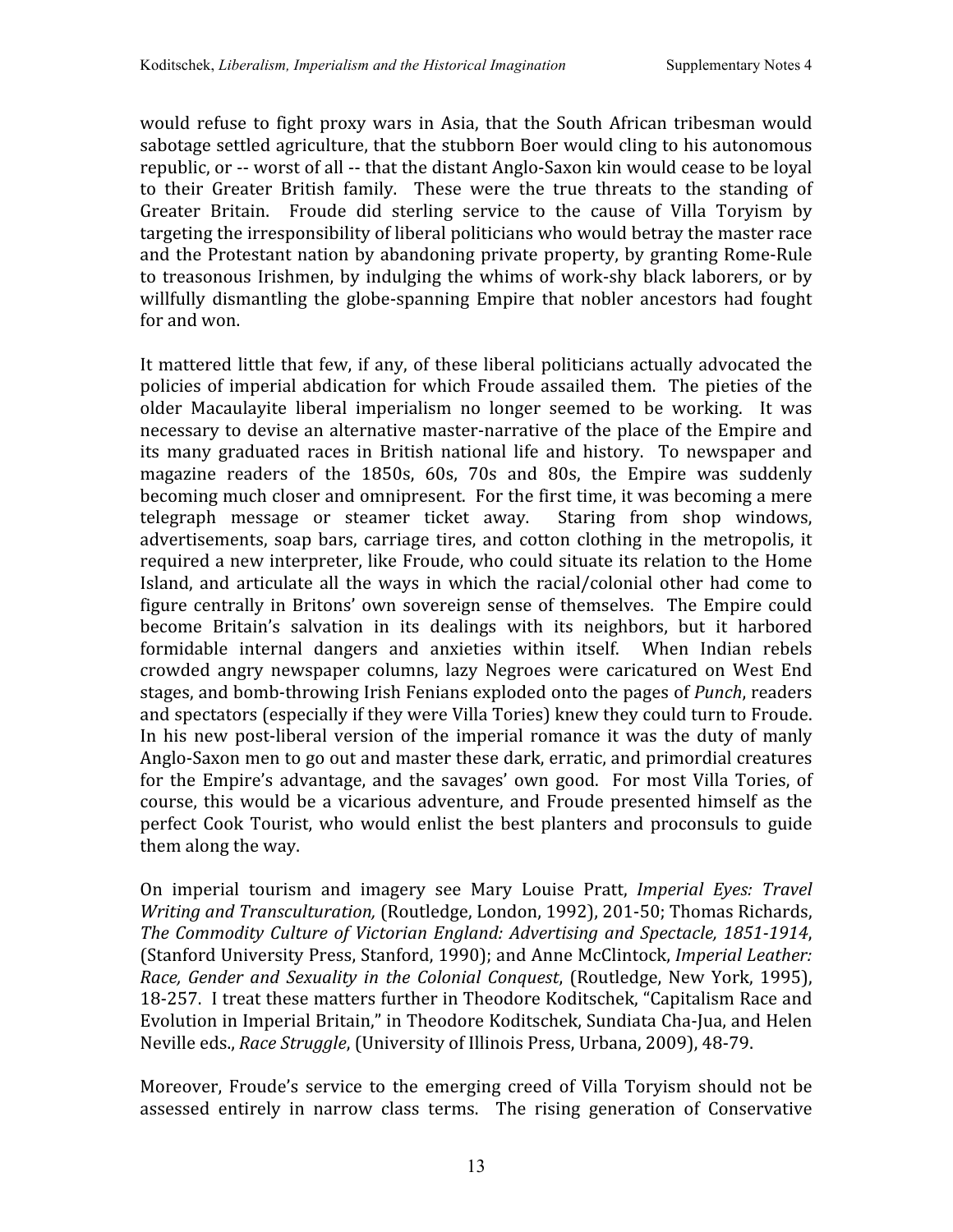would refuse to fight proxy wars in Asia, that the South African tribesman would sabotage settled agriculture, that the stubborn Boer would cling to his autonomous republic, or -- worst of all -- that the distant Anglo-Saxon kin would cease to be loyal to their Greater British family. These were the true threats to the standing of Greater Britain. Froude did sterling service to the cause of Villa Toryism by targeting the irresponsibility of liberal politicians who would betray the master race and the Protestant nation by abandoning private property, by granting Rome-Rule to treasonous Irishmen, by indulging the whims of work-shy black laborers, or by willfully dismantling the globe-spanning Empire that nobler ancestors had fought for and won.

It mattered little that few, if any, of these liberal politicians actually advocated the policies of imperial abdication for which Froude assailed them. The pieties of the older Macaulayite liberal imperialism no longer seemed to be working. It was necessary to devise an alternative master-narrative of the place of the Empire and its many graduated races in British national life and history. To newspaper and magazine readers of the 1850s, 60s, 70s and 80s, the Empire was suddenly becoming much closer and omnipresent. For the first time, it was becoming a mere telegraph message or steamer ticket away. Staring from shop windows, advertisements, soap bars, carriage tires, and cotton clothing in the metropolis, it required a new interpreter, like Froude, who could situate its relation to the Home Island, and articulate all the ways in which the racial/colonial other had come to figure centrally in Britons' own sovereign sense of themselves. The Empire could become Britain's salvation in its dealings with its neighbors, but it harbored formidable internal dangers and anxieties within itself. When Indian rebels crowded angry newspaper columns, lazy Negroes were caricatured on West End stages, and bomb-throwing Irish Fenians exploded onto the pages of *Punch*, readers and spectators (especially if they were Villa Tories) knew they could turn to Froude. In his new post-liberal version of the imperial romance it was the duty of manly Anglo-Saxon men to go out and master these dark, erratic, and primordial creatures for the Empire's advantage, and the savages' own good. For most Villa Tories, of course, this would be a vicarious adventure, and Froude presented himself as the perfect Cook Tourist, who would enlist the best planters and proconsuls to guide them along the way.

On imperial tourism and imagery see Mary Louise Pratt, *Imperial Eyes: Travel Writing and Transculturation,* (Routledge, London, 1992), 201-50; Thomas Richards, *The Commodity Culture of Victorian England: Advertising and Spectacle, 1851-1914*, (Stanford University Press, Stanford, 1990); and Anne McClintock, *Imperial Leather: Race, Gender and Sexuality in the Colonial Conquest*, (Routledge, New York, 1995), 18-257. I treat these matters further in Theodore Koditschek, "Capitalism Race and Evolution in Imperial Britain," in Theodore Koditschek, Sundiata Cha-Jua, and Helen Neville eds., *Race Struggle*, (University of Illinois Press, Urbana, 2009), 48-79.

Moreover, Froude's service to the emerging creed of Villa Toryism should not be assessed entirely in narrow class terms. The rising generation of Conservative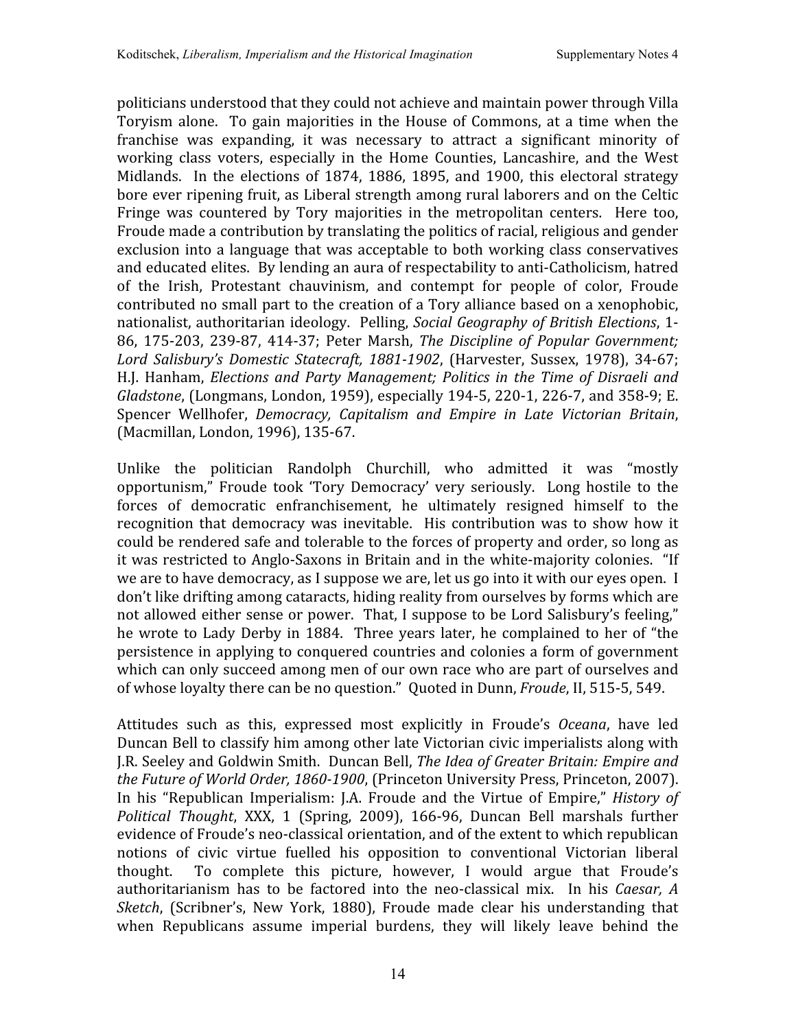politicians understood that they could not achieve and maintain power through Villa Toryism alone. To gain majorities in the House of Commons, at a time when the franchise was expanding, it was necessary to attract a significant minority of working class voters, especially in the Home Counties, Lancashire, and the West Midlands. In the elections of 1874, 1886, 1895, and 1900, this electoral strategy bore ever ripening fruit, as Liberal strength among rural laborers and on the Celtic Fringe was countered by Tory majorities in the metropolitan centers. Here too, Froude made a contribution by translating the politics of racial, religious and gender exclusion into a language that was acceptable to both working class conservatives and educated elites. By lending an aura of respectability to anti-Catholicism, hatred of the Irish, Protestant chauvinism, and contempt for people of color, Froude contributed no small part to the creation of a Tory alliance based on a xenophobic, nationalist, authoritarian ideology. Pelling, *Social Geography of British Elections*, 1-86, 175-203, 239-87, 414-37; Peter Marsh, *The Discipline of Popular Government; Lord Salisbury's Domestic Statecraft, 1881-1902*, (Harvester, Sussex, 1978), 34-67; H.J. Hanham, *Elections and Party Management; Politics in the Time of Disraeli and Gladstone*, (Longmans, London, 1959), especially 194-5, 220-1, 226-7, and 358-9; E. Spencer Wellhofer, *Democracy, Capitalism and Empire in Late Victorian Britain*, (Macmillan, London, 1996), 135-67.

Unlike the politician Randolph Churchill, who admitted it was "mostly opportunism," Froude took 'Tory Democracy' very seriously. Long hostile to the forces of democratic enfranchisement, he ultimately resigned himself to the recognition that democracy was inevitable. His contribution was to show how it could be rendered safe and tolerable to the forces of property and order, so long as it was restricted to Anglo-Saxons in Britain and in the white-majority colonies. "If we are to have democracy, as I suppose we are, let us go into it with our eyes open. I don't like drifting among cataracts, hiding reality from ourselves by forms which are not allowed either sense or power. That, I suppose to be Lord Salisbury's feeling," he wrote to Lady Derby in 1884. Three years later, he complained to her of "the persistence in applying to conquered countries and colonies a form of government which can only succeed among men of our own race who are part of ourselves and of whose loyalty there can be no question." Quoted in Dunn, *Froude*, II, 515-5, 549.

Attitudes such as this, expressed most explicitly in Froude's *Oceana*, have led Duncan Bell to classify him among other late Victorian civic imperialists along with J.R. Seeley and Goldwin Smith. Duncan Bell, *The Idea of Greater Britain: Empire and the Future of World Order, 1860-1900*, (Princeton University Press, Princeton, 2007). In his "Republican Imperialism: J.A. Froude and the Virtue of Empire," *History of Political Thought*, XXX, 1 (Spring, 2009), 166-96, Duncan Bell marshals further evidence of Froude's neo-classical orientation, and of the extent to which republican notions of civic virtue fuelled his opposition to conventional Victorian liberal thought. To complete this picture, however, I would argue that Froude's authoritarianism has to be factored into the neo-classical mix. In his *Caesar, A Sketch*, (Scribner's, New York, 1880), Froude made clear his understanding that when Republicans assume imperial burdens, they will likely leave behind the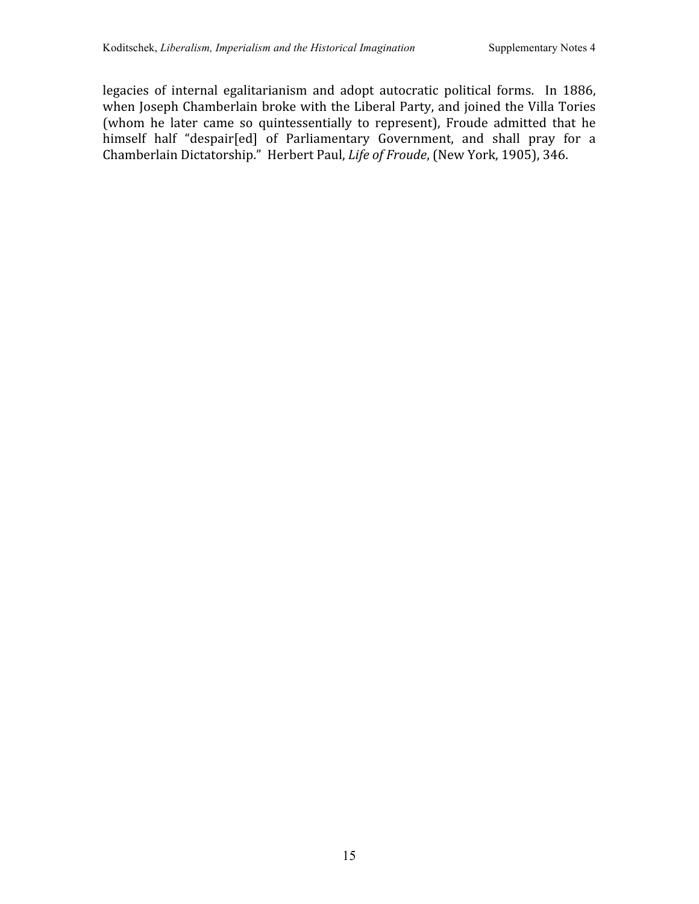legacies of internal egalitarianism and adopt autocratic political forms. In 1886, when Joseph Chamberlain broke with the Liberal Party, and joined the Villa Tories (whom he later came so quintessentially to represent), Froude admitted that he himself half "despair[ed] of Parliamentary Government, and shall pray for a Chamberlain Dictatorship." Herbert Paul, *Life of Froude*, (New York, 1905), 346.